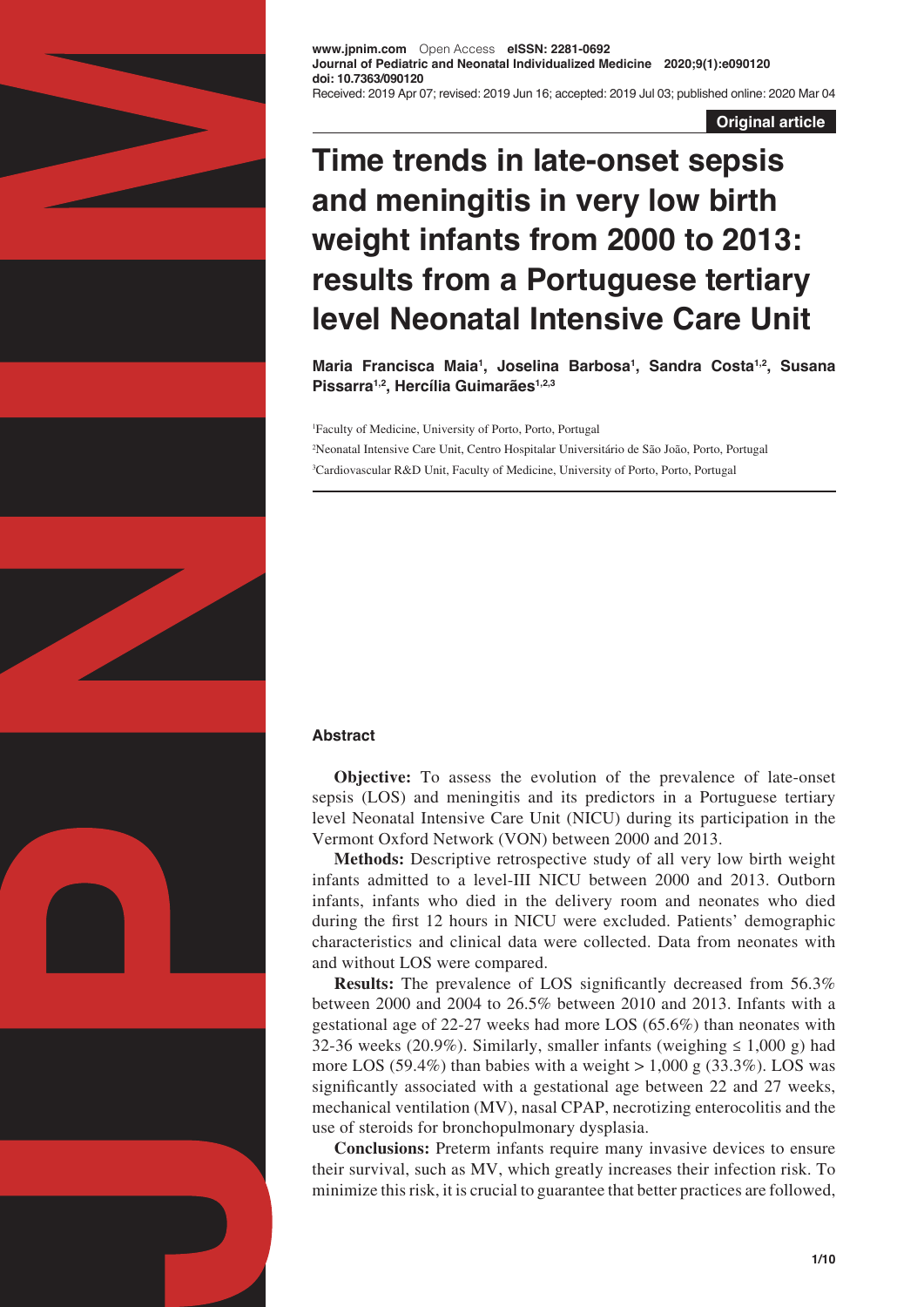**Original article**

# Time trends in late-onset sepsis and meningitis in very low birth weight infants from 2000 to 2013: results from a Portuguese tertiary level Neonatal Intensive Care Unit

**Maria Francisca Maia[1], Joselina Barbosa[1], Sandra Costa[1,2], Susana Pissarra[1,2], Hercília Guimarães[1,2,3]**

[1]Faculty of Medicine, University of Porto, Porto, Portugal

[2]Neonatal Intensive Care Unit, Centro Hospitalar Universitário de São João, Porto, Portugal

[3]Cardiovascular R&D Unit, Faculty of Medicine, University of Porto, Porto, Portugal

## Abstract

**Objective:** To assess the evolution of the prevalence of late-onset sepsis (LOS) and meningitis and its predictors in a Portuguese tertiary level Neonatal Intensive Care Unit (NICU) during its participation in the Vermont Oxford Network (VON) between 2000 and 2013.

**Methods:** Descriptive retrospective study of all very low birth weight infants admitted to a level-III NICU between 2000 and 2013. Outborn infants, infants who died in the delivery room and neonates who died during the first 12 hours in NICU were excluded. Patients' demographic characteristics and clinical data were collected. Data from neonates with and without LOS were compared.

**Results:** The prevalence of LOS significantly decreased from 56.3% between 2000 and 2004 to 26.5% between 2010 and 2013. Infants with a gestational age of 22-27 weeks had more LOS (65.6%) than neonates with 32-36 weeks (20.9%). Similarly, smaller infants (weighing ≤ 1,000 g) had more LOS (59.4%) than babies with a weight > 1,000 g (33.3%). LOS was significantly associated with a gestational age between 22 and 27 weeks, mechanical ventilation (MV), nasal CPAP, necrotizing enterocolitis and the use of steroids for bronchopulmonary dysplasia.

**Conclusions:** Preterm infants require many invasive devices to ensure their survival, such as MV, which greatly increases their infection risk. To minimize this risk, it is crucial to guarantee that better practices are followed,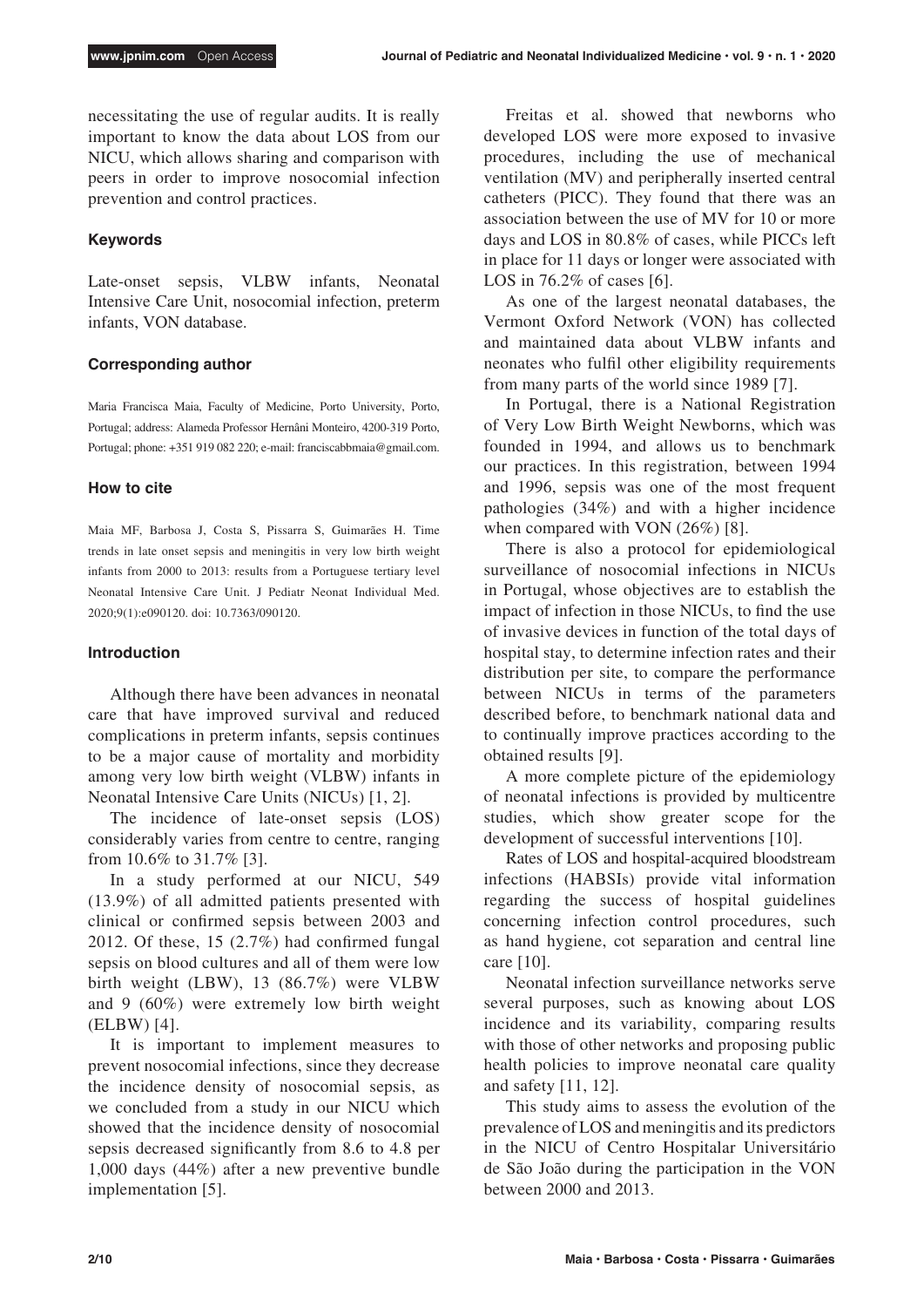necessitating the use of regular audits. It is really important to know the data about LOS from our NICU, which allows sharing and comparison with peers in order to improve nosocomial infection prevention and control practices.

### Keywords

Late-onset sepsis, VLBW infants, Neonatal Intensive Care Unit, nosocomial infection, preterm infants, VON database.

### Corresponding author

Maria Francisca Maia, Faculty of Medicine, Porto University, Porto, Portugal; address: Alameda Professor Hernâni Monteiro, 4200-319 Porto, Portugal; phone: +351 919 082 220; e-mail: franciscabbmaia@gmail.com.

### How to cite

Maia MF, Barbosa J, Costa S, Pissarra S, Guimarães H. Time trends in late onset sepsis and meningitis in very low birth weight infants from 2000 to 2013: results from a Portuguese tertiary level Neonatal Intensive Care Unit. J Pediatr Neonat Individual Med. 2020;9(1):e090120. doi: 10.7363/090120.

## Introduction

Although there have been advances in neonatal care that have improved survival and reduced complications in preterm infants, sepsis continues to be a major cause of mortality and morbidity among very low birth weight (VLBW) infants in Neonatal Intensive Care Units (NICUs) [1, 2].

The incidence of late-onset sepsis (LOS) considerably varies from centre to centre, ranging from 10.6% to 31.7% [3].

In a study performed at our NICU, 549 (13.9%) of all admitted patients presented with clinical or confirmed sepsis between 2003 and 2012. Of these, 15 (2.7%) had confirmed fungal sepsis on blood cultures and all of them were low birth weight (LBW), 13 (86.7%) were VLBW and 9 (60%) were extremely low birth weight (ELBW) [4].

It is important to implement measures to prevent nosocomial infections, since they decrease the incidence density of nosocomial sepsis, as we concluded from a study in our NICU which showed that the incidence density of nosocomial sepsis decreased significantly from 8.6 to 4.8 per 1,000 days (44%) after a new preventive bundle implementation [5].

Freitas et al. showed that newborns who developed LOS were more exposed to invasive procedures, including the use of mechanical ventilation (MV) and peripherally inserted central catheters (PICC). They found that there was an association between the use of MV for 10 or more days and LOS in 80.8% of cases, while PICCs left in place for 11 days or longer were associated with LOS in 76.2% of cases [6].

As one of the largest neonatal databases, the Vermont Oxford Network (VON) has collected and maintained data about VLBW infants and neonates who fulfil other eligibility requirements from many parts of the world since 1989 [7].

In Portugal, there is a National Registration of Very Low Birth Weight Newborns, which was founded in 1994, and allows us to benchmark our practices. In this registration, between 1994 and 1996, sepsis was one of the most frequent pathologies (34%) and with a higher incidence when compared with VON (26%) [8].

There is also a protocol for epidemiological surveillance of nosocomial infections in NICUs in Portugal, whose objectives are to establish the impact of infection in those NICUs, to find the use of invasive devices in function of the total days of hospital stay, to determine infection rates and their distribution per site, to compare the performance between NICUs in terms of the parameters described before, to benchmark national data and to continually improve practices according to the obtained results [9].

A more complete picture of the epidemiology of neonatal infections is provided by multicentre studies, which show greater scope for the development of successful interventions [10].

Rates of LOS and hospital-acquired bloodstream infections (HABSIs) provide vital information regarding the success of hospital guidelines concerning infection control procedures, such as hand hygiene, cot separation and central line care [10].

Neonatal infection surveillance networks serve several purposes, such as knowing about LOS incidence and its variability, comparing results with those of other networks and proposing public health policies to improve neonatal care quality and safety [11, 12].

This study aims to assess the evolution of the prevalence of LOS and meningitis and its predictors in the NICU of Centro Hospitalar Universitário de São João during the participation in the VON between 2000 and 2013.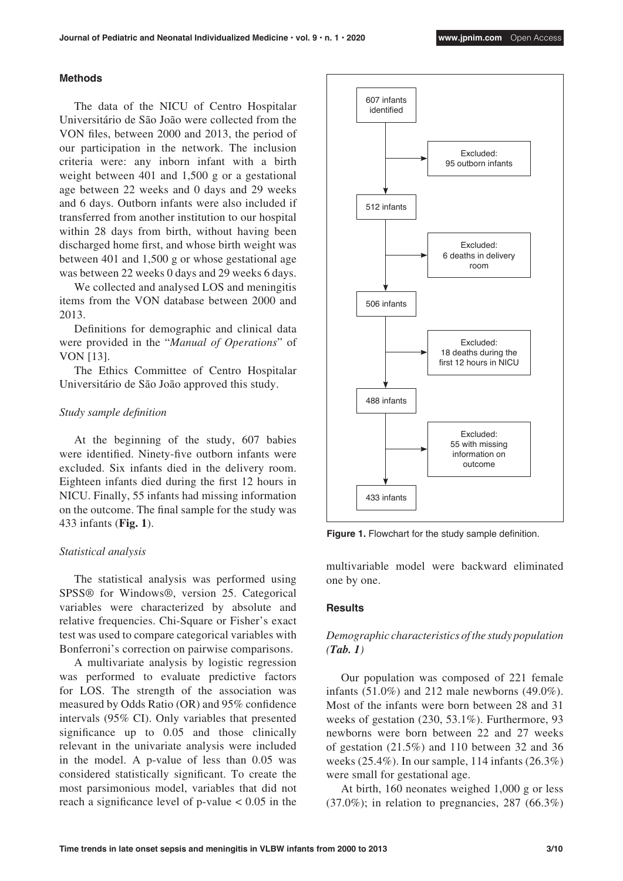## Methods

The data of the NICU of Centro Hospitalar Universitário de São João were collected from the VON files, between 2000 and 2013, the period of our participation in the network. The inclusion criteria were: any inborn infant with a birth weight between 401 and 1,500 g or a gestational age between 22 weeks and 0 days and 29 weeks and 6 days. Outborn infants were also included if transferred from another institution to our hospital within 28 days from birth, without having been discharged home first, and whose birth weight was between 401 and 1,500 g or whose gestational age was between 22 weeks 0 days and 29 weeks 6 days.

We collected and analysed LOS and meningitis items from the VON database between 2000 and 2013.

Definitions for demographic and clinical data were provided in the "*Manual of Operations*" of VON [13].

The Ethics Committee of Centro Hospitalar Universitário de São João approved this study.

### *Study sample definition*

At the beginning of the study, 607 babies were identified. Ninety-five outborn infants were excluded. Six infants died in the delivery room. Eighteen infants died during the first 12 hours in NICU. Finally, 55 infants had missing information on the outcome. The final sample for the study was 433 infants (**Fig. 1**).

607 infants identified → Excluded: 95 outborn infants → 512 infants → Excluded: 6 deaths in delivery room → 506 infants → Excluded: 18 deaths during the first 12 hours in NICU → 488 infants → Excluded: 55 with missing information on outcome → 433 infants

**Figure 1.** Flowchart for the study sample definition.

### *Statistical analysis*

The statistical analysis was performed using SPSS® for Windows®, version 25. Categorical variables were characterized by absolute and relative frequencies. Chi-Square or Fisher's exact test was used to compare categorical variables with Bonferroni's correction on pairwise comparisons.

A multivariate analysis by logistic regression was performed to evaluate predictive factors for LOS. The strength of the association was measured by Odds Ratio (OR) and 95% confidence intervals (95% CI). Only variables that presented significance up to 0.05 and those clinically relevant in the univariate analysis were included in the model. A p-value of less than 0.05 was considered statistically significant. To create the most parsimonious model, variables that did not reach a significance level of p-value $< 0.05$ in the multivariable model were backward eliminated one by one.

## Results

### *Demographic characteristics of the study population (**Tab. 1**)*

Our population was composed of 221 female infants (51.0%) and 212 male newborns (49.0%). Most of the infants were born between 28 and 31 weeks of gestation (230, 53.1%). Furthermore, 93 newborns were born between 22 and 27 weeks of gestation (21.5%) and 110 between 32 and 36 weeks (25.4%). In our sample, 114 infants (26.3%) were small for gestational age.

At birth, 160 neonates weighed 1,000 g or less (37.0%); in relation to pregnancies, 287 (66.3%)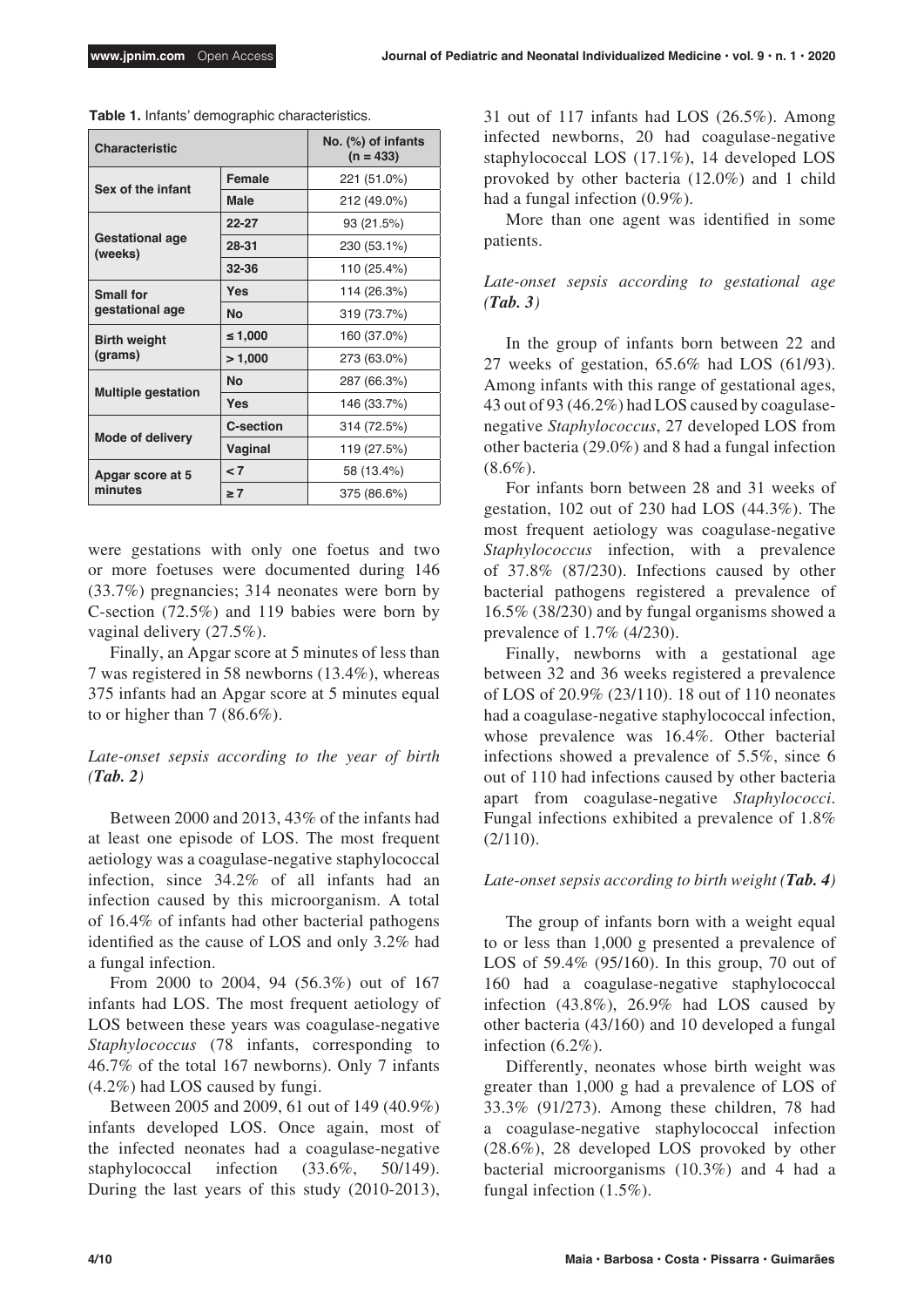**Table 1.** Infants' demographic characteristics.

| Characteristic | | No. (%) of infants (n = 433) |
|---|---|---|
| Sex of the infant | Female | 221 (51.0%) |
| | Male | 212 (49.0%) |
| Gestational age (weeks) | 22-27 | 93 (21.5%) |
| | 28-31 | 230 (53.1%) |
| | 32-36 | 110 (25.4%) |
| Small for gestational age | Yes | 114 (26.3%) |
| | No | 319 (73.7%) |
| Birth weight (grams) | ≤ 1,000 | 160 (37.0%) |
| | > 1,000 | 273 (63.0%) |
| Multiple gestation | No | 287 (66.3%) |
| | Yes | 146 (33.7%) |
| Mode of delivery | C-section | 314 (72.5%) |
| | Vaginal | 119 (27.5%) |
| Apgar score at 5 minutes | < 7 | 58 (13.4%) |
| | ≥ 7 | 375 (86.6%) |

were gestations with only one foetus and two or more foetuses were documented during 146 (33.7%) pregnancies; 314 neonates were born by C-section (72.5%) and 119 babies were born by vaginal delivery (27.5%).

Finally, an Apgar score at 5 minutes of less than 7 was registered in 58 newborns (13.4%), whereas 375 infants had an Apgar score at 5 minutes equal to or higher than 7 (86.6%).

### *Late-onset sepsis according to the year of birth (**Tab. 2**)*

Between 2000 and 2013, 43% of the infants had at least one episode of LOS. The most frequent aetiology was a coagulase-negative staphylococcal infection, since 34.2% of all infants had an infection caused by this microorganism. A total of 16.4% of infants had other bacterial pathogens identified as the cause of LOS and only 3.2% had a fungal infection.

From 2000 to 2004, 94 (56.3%) out of 167 infants had LOS. The most frequent aetiology of LOS between these years was coagulase-negative *Staphylococcus* (78 infants, corresponding to 46.7% of the total 167 newborns). Only 7 infants (4.2%) had LOS caused by fungi.

Between 2005 and 2009, 61 out of 149 (40.9%) infants developed LOS. Once again, most of the infected neonates had a coagulase-negative staphylococcal infection (33.6%, 50/149). During the last years of this study (2010-2013), 31 out of 117 infants had LOS (26.5%). Among infected newborns, 20 had coagulase-negative staphylococcal LOS (17.1%), 14 developed LOS provoked by other bacteria (12.0%) and 1 child had a fungal infection (0.9%).

More than one agent was identified in some patients.

### *Late-onset sepsis according to gestational age (**Tab. 3**)*

In the group of infants born between 22 and 27 weeks of gestation, 65.6% had LOS (61/93). Among infants with this range of gestational ages, 43 out of 93 (46.2%) had LOS caused by coagulase-negative *Staphylococcus*, 27 developed LOS from other bacteria (29.0%) and 8 had a fungal infection (8.6%).

For infants born between 28 and 31 weeks of gestation, 102 out of 230 had LOS (44.3%). The most frequent aetiology was coagulase-negative *Staphylococcus* infection, with a prevalence of 37.8% (87/230). Infections caused by other bacterial pathogens registered a prevalence of 16.5% (38/230) and by fungal organisms showed a prevalence of 1.7% (4/230).

Finally, newborns with a gestational age between 32 and 36 weeks registered a prevalence of LOS of 20.9% (23/110). 18 out of 110 neonates had a coagulase-negative staphylococcal infection, whose prevalence was 16.4%. Other bacterial infections showed a prevalence of 5.5%, since 6 out of 110 had infections caused by other bacteria apart from coagulase-negative *Staphylococci*. Fungal infections exhibited a prevalence of 1.8% (2/110).

### *Late-onset sepsis according to birth weight (**Tab. 4**)*

The group of infants born with a weight equal to or less than 1,000 g presented a prevalence of LOS of 59.4% (95/160). In this group, 70 out of 160 had a coagulase-negative staphylococcal infection (43.8%), 26.9% had LOS caused by other bacteria (43/160) and 10 developed a fungal infection (6.2%).

Differently, neonates whose birth weight was greater than 1,000 g had a prevalence of LOS of 33.3% (91/273). Among these children, 78 had a coagulase-negative staphylococcal infection (28.6%), 28 developed LOS provoked by other bacterial microorganisms (10.3%) and 4 had a fungal infection (1.5%).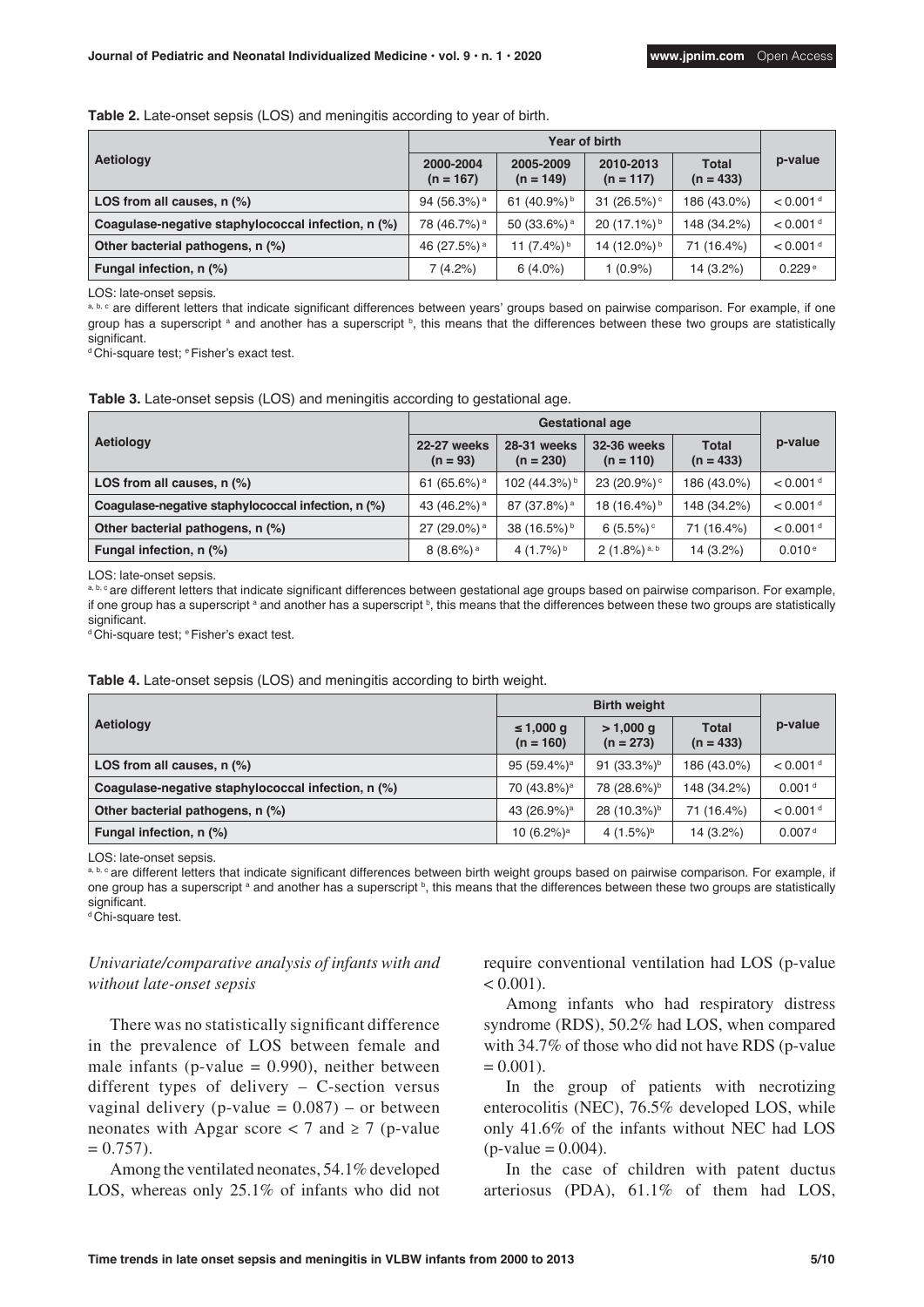**Table 2.** Late-onset sepsis (LOS) and meningitis according to year of birth.

| Aetiology | Year of birth | | | | p-value |
|---|---|---|---|---|---|
| | 2000-2004 (n = 167) | 2005-2009 (n = 149) | 2010-2013 (n = 117) | Total (n = 433) | |
| **LOS from all causes, n (%)** | 94 (56.3%) [a] | 61 (40.9%) [b] | 31 (26.5%) [c] | 186 (43.0%) | < 0.001 [d] |
| **Coagulase-negative staphylococcal infection, n (%)** | 78 (46.7%) [a] | 50 (33.6%) [a] | 20 (17.1%) [b] | 148 (34.2%) | < 0.001 [d] |
| **Other bacterial pathogens, n (%)** | 46 (27.5%) [a] | 11 (7.4%) [b] | 14 (12.0%) [b] | 71 (16.4%) | < 0.001 [d] |
| **Fungal infection, n (%)** | 7 (4.2%) | 6 (4.0%) | 1 (0.9%) | 14 (3.2%) | 0.229 [e] |

LOS: late-onset sepsis.

[a, b, c] are different letters that indicate significant differences between years' groups based on pairwise comparison. For example, if one group has a superscript [a] and another has a superscript [b], this means that the differences between these two groups are statistically significant.

[d] Chi-square test; [e] Fisher's exact test.

**Table 3.** Late-onset sepsis (LOS) and meningitis according to gestational age.

| Aetiology | Gestational age | | | | p-value |
|---|---|---|---|---|---|
| | 22-27 weeks (n = 93) | 28-31 weeks (n = 230) | 32-36 weeks (n = 110) | Total (n = 433) | |
| **LOS from all causes, n (%)** | 61 (65.6%) [a] | 102 (44.3%) [b] | 23 (20.9%) [c] | 186 (43.0%) | < 0.001 [d] |
| **Coagulase-negative staphylococcal infection, n (%)** | 43 (46.2%) [a] | 87 (37.8%) [a] | 18 (16.4%) [b] | 148 (34.2%) | < 0.001 [d] |
| **Other bacterial pathogens, n (%)** | 27 (29.0%) [a] | 38 (16.5%) [b] | 6 (5.5%) [c] | 71 (16.4%) | < 0.001 [d] |
| **Fungal infection, n (%)** | 8 (8.6%) [a] | 4 (1.7%) [b] | 2 (1.8%) [a, b] | 14 (3.2%) | 0.010 [e] |

LOS: late-onset sepsis.

[a, b, c] are different letters that indicate significant differences between gestational age groups based on pairwise comparison. For example, if one group has a superscript [a] and another has a superscript [b], this means that the differences between these two groups are statistically significant.

[d] Chi-square test; [e] Fisher's exact test.

**Table 4.** Late-onset sepsis (LOS) and meningitis according to birth weight.

| Aetiology | Birth weight | | | p-value |
|---|---|---|---|---|
| | ≤ 1,000 g (n = 160) | > 1,000 g (n = 273) | Total (n = 433) | |
| **LOS from all causes, n (%)** | 95 (59.4%) [a] | 91 (33.3%) [b] | 186 (43.0%) | < 0.001 [d] |
| **Coagulase-negative staphylococcal infection, n (%)** | 70 (43.8%) [a] | 78 (28.6%) [b] | 148 (34.2%) | 0.001 [d] |
| **Other bacterial pathogens, n (%)** | 43 (26.9%) [a] | 28 (10.3%) [b] | 71 (16.4%) | < 0.001 [d] |
| **Fungal infection, n (%)** | 10 (6.2%) [a] | 4 (1.5%) [b] | 14 (3.2%) | 0.007 [d] |

LOS: late-onset sepsis.

[a, b, c] are different letters that indicate significant differences between birth weight groups based on pairwise comparison. For example, if one group has a superscript [a] and another has a superscript [b], this means that the differences between these two groups are statistically significant.

[d] Chi-square test.

### *Univariate/comparative analysis of infants with and without late-onset sepsis*

There was no statistically significant difference in the prevalence of LOS between female and male infants (p-value = 0.990), neither between different types of delivery – C-section versus vaginal delivery (p-value = 0.087) – or between neonates with Apgar score < 7 and ≥ 7 (p-value = 0.757).

Among the ventilated neonates, 54.1% developed LOS, whereas only 25.1% of infants who did not require conventional ventilation had LOS (p-value < 0.001).

Among infants who had respiratory distress syndrome (RDS), 50.2% had LOS, when compared with 34.7% of those who did not have RDS (p-value = 0.001).

In the group of patients with necrotizing enterocolitis (NEC), 76.5% developed LOS, while only 41.6% of the infants without NEC had LOS (p-value = 0.004).

In the case of children with patent ductus arteriosus (PDA), 61.1% of them had LOS,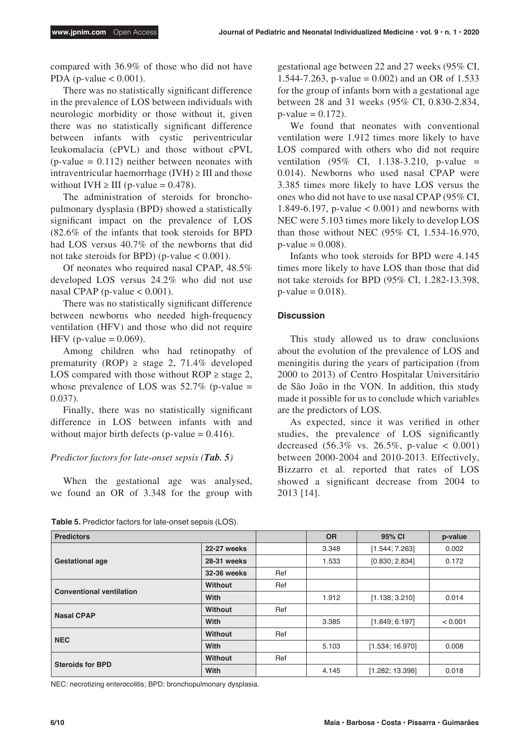compared with 36.9% of those who did not have PDA (p-value < 0.001).

There was no statistically significant difference in the prevalence of LOS between individuals with neurologic morbidity or those without it, given there was no statistically significant difference between infants with cystic periventricular leukomalacia (cPVL) and those without cPVL (p-value = 0.112) neither between neonates with intraventricular haemorrhage (IVH) ≥ III and those without IVH ≥ III (p-value = 0.478).

The administration of steroids for bronchopulmonary dysplasia (BPD) showed a statistically significant impact on the prevalence of LOS (82.6% of the infants that took steroids for BPD had LOS versus 40.7% of the newborns that did not take steroids for BPD) (p-value < 0.001).

Of neonates who required nasal CPAP, 48.5% developed LOS versus 24.2% who did not use nasal CPAP (p-value < 0.001).

There was no statistically significant difference between newborns who needed high-frequency ventilation (HFV) and those who did not require HFV (p-value = 0.069).

Among children who had retinopathy of prematurity (ROP) ≥ stage 2, 71.4% developed LOS compared with those without ROP ≥ stage 2, whose prevalence of LOS was 52.7% (p-value = 0.037).

Finally, there was no statistically significant difference in LOS between infants with and without major birth defects (p-value = 0.416).

*Predictor factors for late-onset sepsis (**Tab. 5**)*

When the gestational age was analysed, we found an OR of 3.348 for the group with gestational age between 22 and 27 weeks (95% CI, 1.544-7.263, p-value = 0.002) and an OR of 1.533 for the group of infants born with a gestational age between 28 and 31 weeks (95% CI, 0.830-2.834, p-value = 0.172).

We found that neonates with conventional ventilation were 1.912 times more likely to have LOS compared with others who did not require ventilation (95% CI, 1.138-3.210, p-value = 0.014). Newborns who used nasal CPAP were 3.385 times more likely to have LOS versus the ones who did not have to use nasal CPAP (95% CI, 1.849-6.197, p-value < 0.001) and newborns with NEC were 5.103 times more likely to develop LOS than those without NEC (95% CI, 1.534-16.970, p-value = 0.008).

Infants who took steroids for BPD were 4.145 times more likely to have LOS than those that did not take steroids for BPD (95% CI, 1.282-13.398, p-value = 0.018).

## Discussion

This study allowed us to draw conclusions about the evolution of the prevalence of LOS and meningitis during the years of participation (from 2000 to 2013) of Centro Hospitalar Universitário de São João in the VON. In addition, this study made it possible for us to conclude which variables are the predictors of LOS.

As expected, since it was verified in other studies, the prevalence of LOS significantly decreased (56.3% vs. 26.5%, p-value < 0.001) between 2000-2004 and 2010-2013. Effectively, Bizzarro et al. reported that rates of LOS showed a significant decrease from 2004 to 2013 [14].

**Table 5.** Predictor factors for late-onset sepsis (LOS).

| Predictors | | | OR | 95% CI | p-value |
|---|---|---|---|---|---|
| Gestational age | 22-27 weeks | | 3.348 | [1.544; 7.263] | 0.002 |
| | 28-31 weeks | | 1.533 | [0.830; 2.834] | 0.172 |
| | 32-36 weeks | Ref | | | |
| Conventional ventilation | Without | Ref | | | |
| | With | | 1.912 | [1.138; 3.210] | 0.014 |
| Nasal CPAP | Without | Ref | | | |
| | With | | 3.385 | [1.849; 6.197] | < 0.001 |
| NEC | Without | Ref | | | |
| | With | | 5.103 | [1.534; 16.970] | 0.008 |
| Steroids for BPD | Without | Ref | | | |
| | With | | 4.145 | [1.282; 13.398] | 0.018 |

NEC: necrotizing enterocolitis; BPD: bronchopulmonary dysplasia.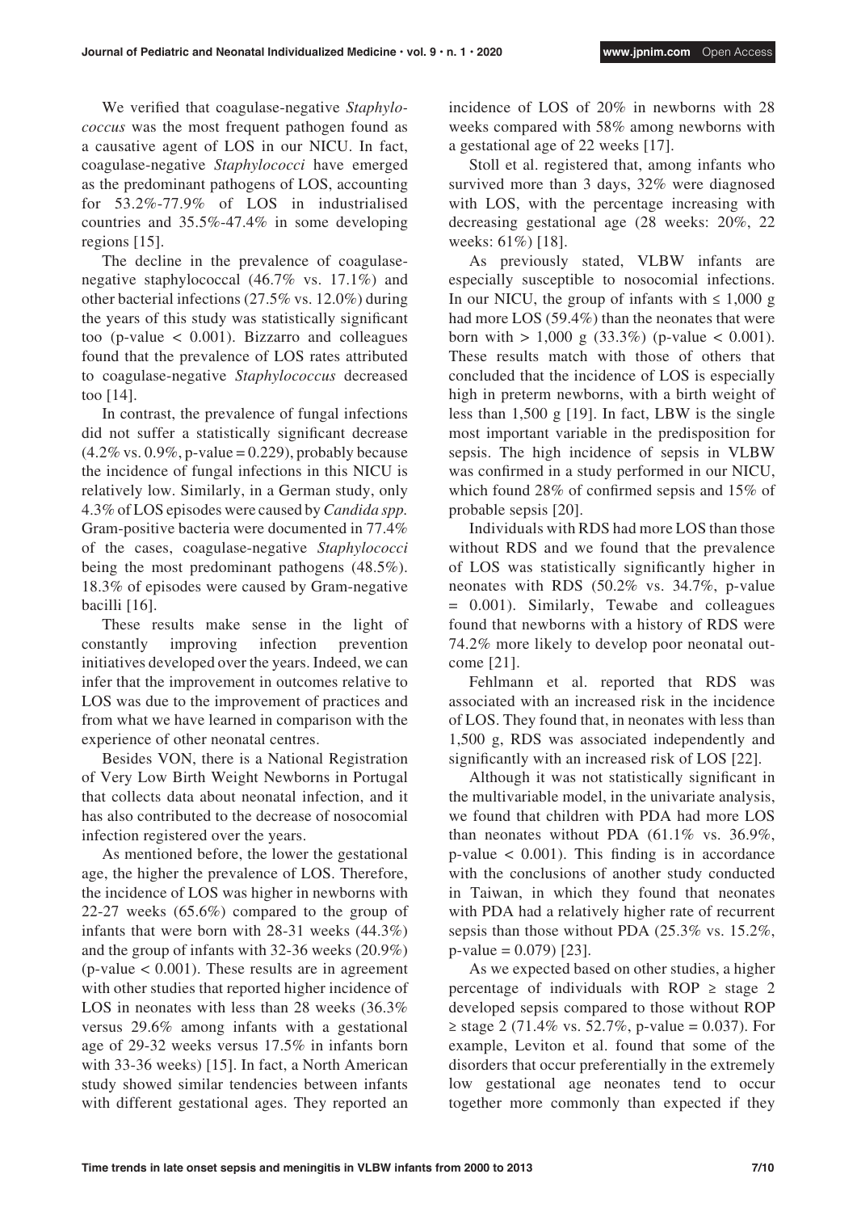We verified that coagulase-negative *Staphylococcus* was the most frequent pathogen found as a causative agent of LOS in our NICU. In fact, coagulase-negative *Staphylococci* have emerged as the predominant pathogens of LOS, accounting for 53.2%-77.9% of LOS in industrialised countries and 35.5%-47.4% in some developing regions [15].

The decline in the prevalence of coagulase-negative staphylococcal (46.7% vs. 17.1%) and other bacterial infections (27.5% vs. 12.0%) during the years of this study was statistically significant too (p-value $< 0.001$). Bizzarro and colleagues found that the prevalence of LOS rates attributed to coagulase-negative *Staphylococcus* decreased too [14].

In contrast, the prevalence of fungal infections did not suffer a statistically significant decrease (4.2% vs. 0.9%, p-value = 0.229), probably because the incidence of fungal infections in this NICU is relatively low. Similarly, in a German study, only 4.3% of LOS episodes were caused by *Candida spp.* Gram-positive bacteria were documented in 77.4% of the cases, coagulase-negative *Staphylococci* being the most predominant pathogens (48.5%). 18.3% of episodes were caused by Gram-negative bacilli [16].

These results make sense in the light of constantly improving infection prevention initiatives developed over the years. Indeed, we can infer that the improvement in outcomes relative to LOS was due to the improvement of practices and from what we have learned in comparison with the experience of other neonatal centres.

Besides VON, there is a National Registration of Very Low Birth Weight Newborns in Portugal that collects data about neonatal infection, and it has also contributed to the decrease of nosocomial infection registered over the years.

As mentioned before, the lower the gestational age, the higher the prevalence of LOS. Therefore, the incidence of LOS was higher in newborns with 22-27 weeks (65.6%) compared to the group of infants that were born with 28-31 weeks (44.3%) and the group of infants with 32-36 weeks (20.9%) (p-value $< 0.001$). These results are in agreement with other studies that reported higher incidence of LOS in neonates with less than 28 weeks (36.3% versus 29.6% among infants with a gestational age of 29-32 weeks versus 17.5% in infants born with 33-36 weeks) [15]. In fact, a North American study showed similar tendencies between infants with different gestational ages. They reported an incidence of LOS of 20% in newborns with 28 weeks compared with 58% among newborns with a gestational age of 22 weeks [17].

Stoll et al. registered that, among infants who survived more than 3 days, 32% were diagnosed with LOS, with the percentage increasing with decreasing gestational age (28 weeks: 20%, 22 weeks: 61%) [18].

As previously stated, VLBW infants are especially susceptible to nosocomial infections. In our NICU, the group of infants with $\leq 1{,}000$ g had more LOS (59.4%) than the neonates that were born with $> 1{,}000$ g (33.3%) (p-value $< 0.001$). These results match with those of others that concluded that the incidence of LOS is especially high in preterm newborns, with a birth weight of less than 1,500 g [19]. In fact, LBW is the single most important variable in the predisposition for sepsis. The high incidence of sepsis in VLBW was confirmed in a study performed in our NICU, which found 28% of confirmed sepsis and 15% of probable sepsis [20].

Individuals with RDS had more LOS than those without RDS and we found that the prevalence of LOS was statistically significantly higher in neonates with RDS (50.2% vs. 34.7%, p-value = 0.001). Similarly, Tewabe and colleagues found that newborns with a history of RDS were 74.2% more likely to develop poor neonatal outcome [21].

Fehlmann et al. reported that RDS was associated with an increased risk in the incidence of LOS. They found that, in neonates with less than 1,500 g, RDS was associated independently and significantly with an increased risk of LOS [22].

Although it was not statistically significant in the multivariable model, in the univariate analysis, we found that children with PDA had more LOS than neonates without PDA (61.1% vs. 36.9%, p-value $< 0.001$). This finding is in accordance with the conclusions of another study conducted in Taiwan, in which they found that neonates with PDA had a relatively higher rate of recurrent sepsis than those without PDA (25.3% vs. 15.2%, p-value = 0.079) [23].

As we expected based on other studies, a higher percentage of individuals with ROP $\geq$ stage 2 developed sepsis compared to those without ROP $\geq$ stage 2 (71.4% vs. 52.7%, p-value = 0.037). For example, Leviton et al. found that some of the disorders that occur preferentially in the extremely low gestational age neonates tend to occur together more commonly than expected if they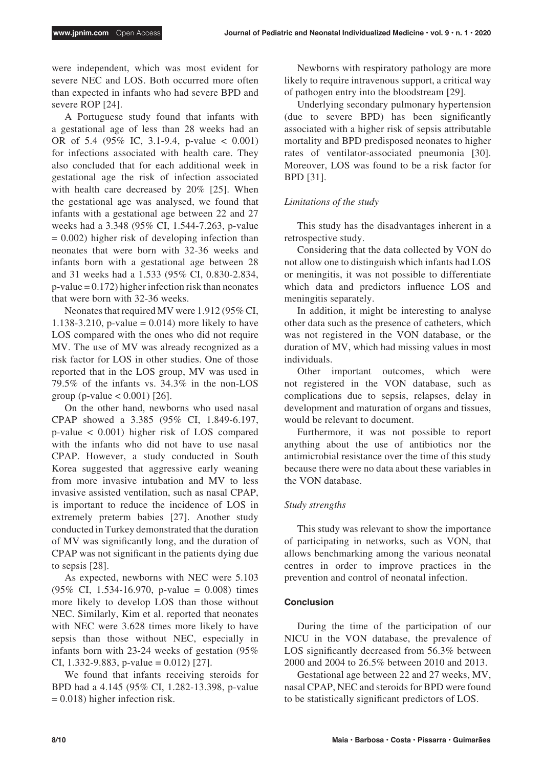were independent, which was most evident for severe NEC and LOS. Both occurred more often than expected in infants who had severe BPD and severe ROP [24].

A Portuguese study found that infants with a gestational age of less than 28 weeks had an OR of 5.4 (95% IC, 3.1-9.4, p-value < 0.001) for infections associated with health care. They also concluded that for each additional week in gestational age the risk of infection associated with health care decreased by 20% [25]. When the gestational age was analysed, we found that infants with a gestational age between 22 and 27 weeks had a 3.348 (95% CI, 1.544-7.263, p-value = 0.002) higher risk of developing infection than neonates that were born with 32-36 weeks and infants born with a gestational age between 28 and 31 weeks had a 1.533 (95% CI, 0.830-2.834, p-value = 0.172) higher infection risk than neonates that were born with 32-36 weeks.

Neonates that required MV were 1.912 (95% CI, 1.138-3.210, p-value = 0.014) more likely to have LOS compared with the ones who did not require MV. The use of MV was already recognized as a risk factor for LOS in other studies. One of those reported that in the LOS group, MV was used in 79.5% of the infants vs. 34.3% in the non-LOS group (p-value < 0.001) [26].

On the other hand, newborns who used nasal CPAP showed a 3.385 (95% CI, 1.849-6.197, p-value < 0.001) higher risk of LOS compared with the infants who did not have to use nasal CPAP. However, a study conducted in South Korea suggested that aggressive early weaning from more invasive intubation and MV to less invasive assisted ventilation, such as nasal CPAP, is important to reduce the incidence of LOS in extremely preterm babies [27]. Another study conducted in Turkey demonstrated that the duration of MV was significantly long, and the duration of CPAP was not significant in the patients dying due to sepsis [28].

As expected, newborns with NEC were 5.103 (95% CI, 1.534-16.970, p-value = 0.008) times more likely to develop LOS than those without NEC. Similarly, Kim et al. reported that neonates with NEC were 3.628 times more likely to have sepsis than those without NEC, especially in infants born with 23-24 weeks of gestation (95% CI, 1.332-9.883, p-value = 0.012) [27].

We found that infants receiving steroids for BPD had a 4.145 (95% CI, 1.282-13.398, p-value = 0.018) higher infection risk.

Newborns with respiratory pathology are more likely to require intravenous support, a critical way of pathogen entry into the bloodstream [29].

Underlying secondary pulmonary hypertension (due to severe BPD) has been significantly associated with a higher risk of sepsis attributable mortality and BPD predisposed neonates to higher rates of ventilator-associated pneumonia [30]. Moreover, LOS was found to be a risk factor for BPD [31].

### *Limitations of the study*

This study has the disadvantages inherent in a retrospective study.

Considering that the data collected by VON do not allow one to distinguish which infants had LOS or meningitis, it was not possible to differentiate which data and predictors influence LOS and meningitis separately.

In addition, it might be interesting to analyse other data such as the presence of catheters, which was not registered in the VON database, or the duration of MV, which had missing values in most individuals.

Other important outcomes, which were not registered in the VON database, such as complications due to sepsis, relapses, delay in development and maturation of organs and tissues, would be relevant to document.

Furthermore, it was not possible to report anything about the use of antibiotics nor the antimicrobial resistance over the time of this study because there were no data about these variables in the VON database.

### *Study strengths*

This study was relevant to show the importance of participating in networks, such as VON, that allows benchmarking among the various neonatal centres in order to improve practices in the prevention and control of neonatal infection.

## Conclusion

During the time of the participation of our NICU in the VON database, the prevalence of LOS significantly decreased from 56.3% between 2000 and 2004 to 26.5% between 2010 and 2013.

Gestational age between 22 and 27 weeks, MV, nasal CPAP, NEC and steroids for BPD were found to be statistically significant predictors of LOS.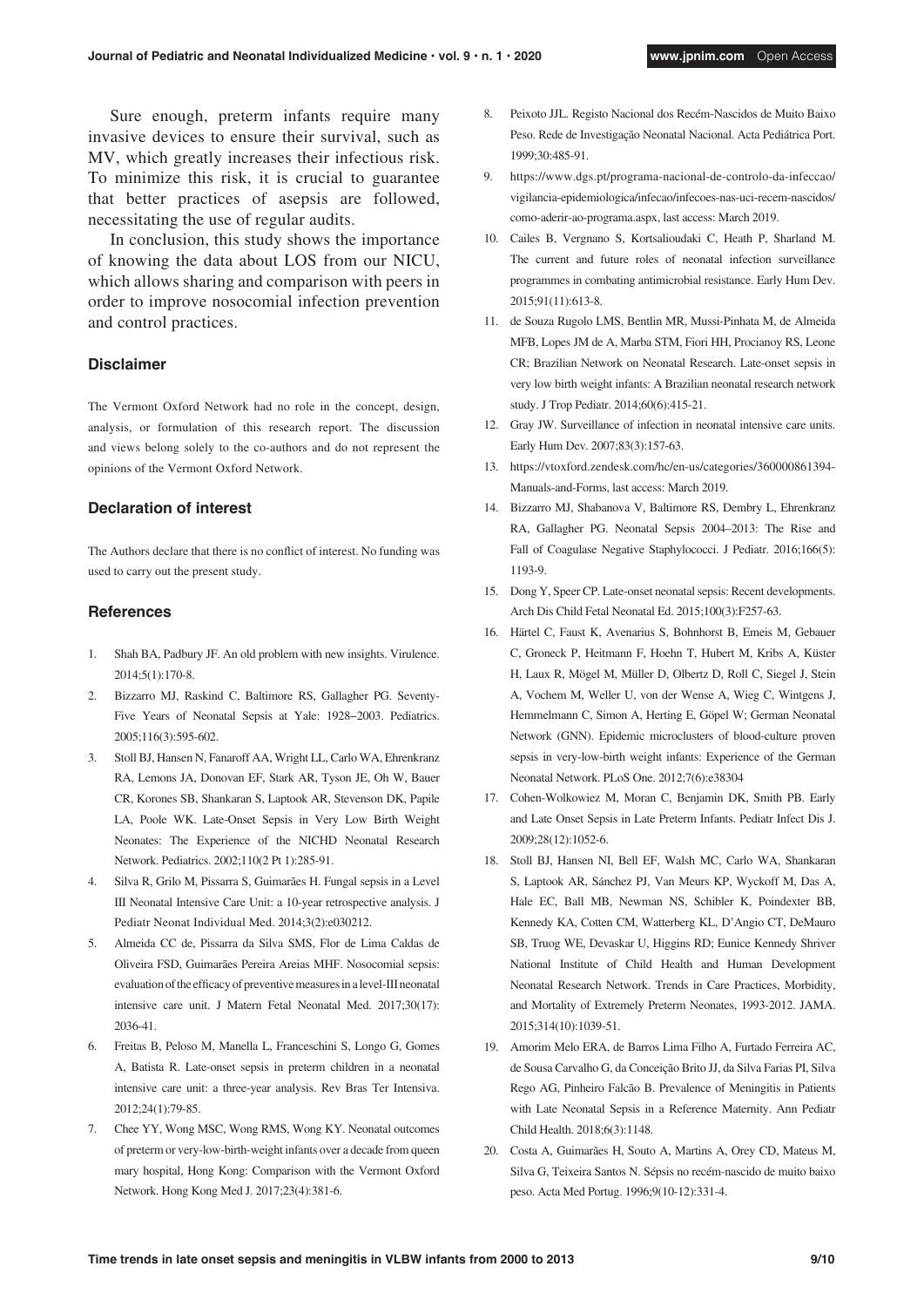Sure enough, preterm infants require many invasive devices to ensure their survival, such as MV, which greatly increases their infectious risk. To minimize this risk, it is crucial to guarantee that better practices of asepsis are followed, necessitating the use of regular audits.

In conclusion, this study shows the importance of knowing the data about LOS from our NICU, which allows sharing and comparison with peers in order to improve nosocomial infection prevention and control practices.

### Disclaimer

The Vermont Oxford Network had no role in the concept, design, analysis, or formulation of this research report. The discussion and views belong solely to the co-authors and do not represent the opinions of the Vermont Oxford Network.

### Declaration of interest

The Authors declare that there is no conflict of interest. No funding was used to carry out the present study.

### References

1. Shah BA, Padbury JF. An old problem with new insights. Virulence. 2014;5(1):170-8.
2. Bizzarro MJ, Raskind C, Baltimore RS, Gallagher PG. Seventy-Five Years of Neonatal Sepsis at Yale: 1928–2003. Pediatrics. 2005;116(3):595-602.
3. Stoll BJ, Hansen N, Fanaroff AA, Wright LL, Carlo WA, Ehrenkranz RA, Lemons JA, Donovan EF, Stark AR, Tyson JE, Oh W, Bauer CR, Korones SB, Shankaran S, Laptook AR, Stevenson DK, Papile LA, Poole WK. Late-Onset Sepsis in Very Low Birth Weight Neonates: The Experience of the NICHD Neonatal Research Network. Pediatrics. 2002;110(2 Pt 1):285-91.
4. Silva R, Grilo M, Pissarra S, Guimarães H. Fungal sepsis in a Level III Neonatal Intensive Care Unit: a 10-year retrospective analysis. J Pediatr Neonat Individual Med. 2014;3(2):e030212.
5. Almeida CC de, Pissarra da Silva SMS, Flor de Lima Caldas de Oliveira FSD, Guimarães Pereira Areias MHF. Nosocomial sepsis: evaluation of the efficacy of preventive measures in a level-III neonatal intensive care unit. J Matern Fetal Neonatal Med. 2017;30(17): 2036-41.
6. Freitas B, Peloso M, Manella L, Franceschini S, Longo G, Gomes A, Batista R. Late-onset sepsis in preterm children in a neonatal intensive care unit: a three-year analysis. Rev Bras Ter Intensiva. 2012;24(1):79-85.
7. Chee YY, Wong MSC, Wong RMS, Wong KY. Neonatal outcomes of preterm or very-low-birth-weight infants over a decade from queen mary hospital, Hong Kong: Comparison with the Vermont Oxford Network. Hong Kong Med J. 2017;23(4):381-6.
8. Peixoto JJL. Registo Nacional dos Recém-Nascidos de Muito Baixo Peso. Rede de Investigação Neonatal Nacional. Acta Pediátrica Port. 1999;30:485-91.
9. https://www.dgs.pt/programa-nacional-de-controlo-da-infeccao/vigilancia-epidemiologica/infecao/infecoes-nas-uci-recem-nascidos/como-aderir-ao-programa.aspx, last access: March 2019.
10. Cailes B, Vergnano S, Kortsalioudaki C, Heath P, Sharland M. The current and future roles of neonatal infection surveillance programmes in combating antimicrobial resistance. Early Hum Dev. 2015;91(11):613-8.
11. de Souza Rugolo LMS, Bentlin MR, Mussi-Pinhata M, de Almeida MFB, Lopes JM de A, Marba STM, Fiori HH, Procianoy RS, Leone CR; Brazilian Network on Neonatal Research. Late-onset sepsis in very low birth weight infants: A Brazilian neonatal research network study. J Trop Pediatr. 2014;60(6):415-21.
12. Gray JW. Surveillance of infection in neonatal intensive care units. Early Hum Dev. 2007;83(3):157-63.
13. https://vtoxford.zendesk.com/hc/en-us/categories/360000861394-Manuals-and-Forms, last access: March 2019.
14. Bizzarro MJ, Shabanova V, Baltimore RS, Dembry L, Ehrenkranz RA, Gallagher PG. Neonatal Sepsis 2004–2013: The Rise and Fall of Coagulase Negative Staphylococci. J Pediatr. 2016;166(5): 1193-9.
15. Dong Y, Speer CP. Late-onset neonatal sepsis: Recent developments. Arch Dis Child Fetal Neonatal Ed. 2015;100(3):F257-63.
16. Härtel C, Faust K, Avenarius S, Bohnhorst B, Emeis M, Gebauer C, Groneck P, Heitmann F, Hoehn T, Hubert M, Kribs A, Küster H, Laux R, Mögel M, Müller D, Olbertz D, Roll C, Siegel J, Stein A, Vochem M, Weller U, von der Wense A, Wieg C, Wintgens J, Hemmelmann C, Simon A, Herting E, Göpel W; German Neonatal Network (GNN). Epidemic microclusters of blood-culture proven sepsis in very-low-birth weight infants: Experience of the German Neonatal Network. PLoS One. 2012;7(6):e38304
17. Cohen-Wolkowiez M, Moran C, Benjamin DK, Smith PB. Early and Late Onset Sepsis in Late Preterm Infants. Pediatr Infect Dis J. 2009;28(12):1052-6.
18. Stoll BJ, Hansen NI, Bell EF, Walsh MC, Carlo WA, Shankaran S, Laptook AR, Sánchez PJ, Van Meurs KP, Wyckoff M, Das A, Hale EC, Ball MB, Newman NS, Schibler K, Poindexter BB, Kennedy KA, Cotten CM, Watterberg KL, D'Angio CT, DeMauro SB, Truog WE, Devaskar U, Higgins RD; Eunice Kennedy Shriver National Institute of Child Health and Human Development Neonatal Research Network. Trends in Care Practices, Morbidity, and Mortality of Extremely Preterm Neonates, 1993-2012. JAMA. 2015;314(10):1039-51.
19. Amorim Melo ERA, de Barros Lima Filho A, Furtado Ferreira AC, de Sousa Carvalho G, da Conceição Brito JJ, da Silva Farias PI, Silva Rego AG, Pinheiro Falcão B. Prevalence of Meningitis in Patients with Late Neonatal Sepsis in a Reference Maternity. Ann Pediatr Child Health. 2018;6(3):1148.
20. Costa A, Guimarães H, Souto A, Martins A, Orey CD, Mateus M, Silva G, Teixeira Santos N. Sépsis no recém-nascido de muito baixo peso. Acta Med Portug. 1996;9(10-12):331-4.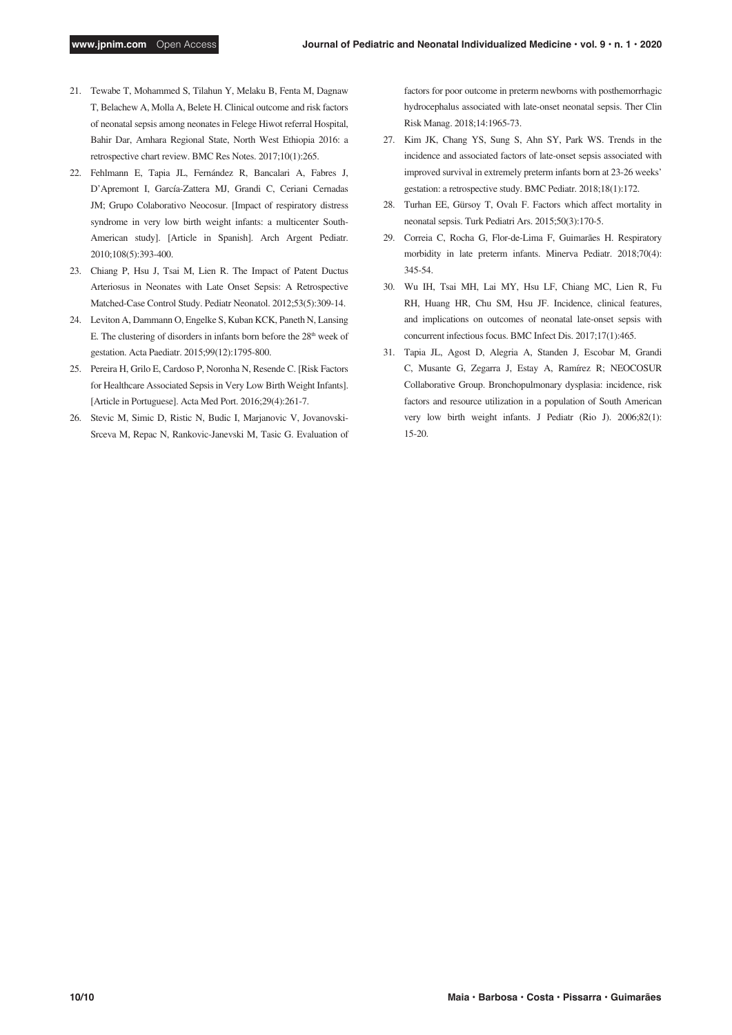21. Tewabe T, Mohammed S, Tilahun Y, Melaku B, Fenta M, Dagnaw T, Belachew A, Molla A, Belete H. Clinical outcome and risk factors of neonatal sepsis among neonates in Felege Hiwot referral Hospital, Bahir Dar, Amhara Regional State, North West Ethiopia 2016: a retrospective chart review. BMC Res Notes. 2017;10(1):265.
22. Fehlmann E, Tapia JL, Fernández R, Bancalari A, Fabres J, D'Apremont I, García-Zattera MJ, Grandi C, Ceriani Cernadas JM; Grupo Colaborativo Neocosur. [Impact of respiratory distress syndrome in very low birth weight infants: a multicenter South-American study]. [Article in Spanish]. Arch Argent Pediatr. 2010;108(5):393-400.
23. Chiang P, Hsu J, Tsai M, Lien R. The Impact of Patent Ductus Arteriosus in Neonates with Late Onset Sepsis: A Retrospective Matched-Case Control Study. Pediatr Neonatol. 2012;53(5):309-14.
24. Leviton A, Dammann O, Engelke S, Kuban KCK, Paneth N, Lansing E. The clustering of disorders in infants born before the 28th week of gestation. Acta Paediatr. 2015;99(12):1795-800.
25. Pereira H, Grilo E, Cardoso P, Noronha N, Resende C. [Risk Factors for Healthcare Associated Sepsis in Very Low Birth Weight Infants]. [Article in Portuguese]. Acta Med Port. 2016;29(4):261-7.
26. Stevic M, Simic D, Ristic N, Budic I, Marjanovic V, Jovanovski-Srceva M, Repac N, Rankovic-Janevski M, Tasic G. Evaluation of factors for poor outcome in preterm newborns with posthemorrhagic hydrocephalus associated with late-onset neonatal sepsis. Ther Clin Risk Manag. 2018;14:1965-73.
27. Kim JK, Chang YS, Sung S, Ahn SY, Park WS. Trends in the incidence and associated factors of late-onset sepsis associated with improved survival in extremely preterm infants born at 23-26 weeks' gestation: a retrospective study. BMC Pediatr. 2018;18(1):172.
28. Turhan EE, Gürsoy T, Ovalı F. Factors which affect mortality in neonatal sepsis. Turk Pediatri Ars. 2015;50(3):170-5.
29. Correia C, Rocha G, Flor-de-Lima F, Guimarães H. Respiratory morbidity in late preterm infants. Minerva Pediatr. 2018;70(4): 345-54.
30. Wu IH, Tsai MH, Lai MY, Hsu LF, Chiang MC, Lien R, Fu RH, Huang HR, Chu SM, Hsu JF. Incidence, clinical features, and implications on outcomes of neonatal late-onset sepsis with concurrent infectious focus. BMC Infect Dis. 2017;17(1):465.
31. Tapia JL, Agost D, Alegria A, Standen J, Escobar M, Grandi C, Musante G, Zegarra J, Estay A, Ramírez R; NEOCOSUR Collaborative Group. Bronchopulmonary dysplasia: incidence, risk factors and resource utilization in a population of South American very low birth weight infants. J Pediatr (Rio J). 2006;82(1): 15-20.